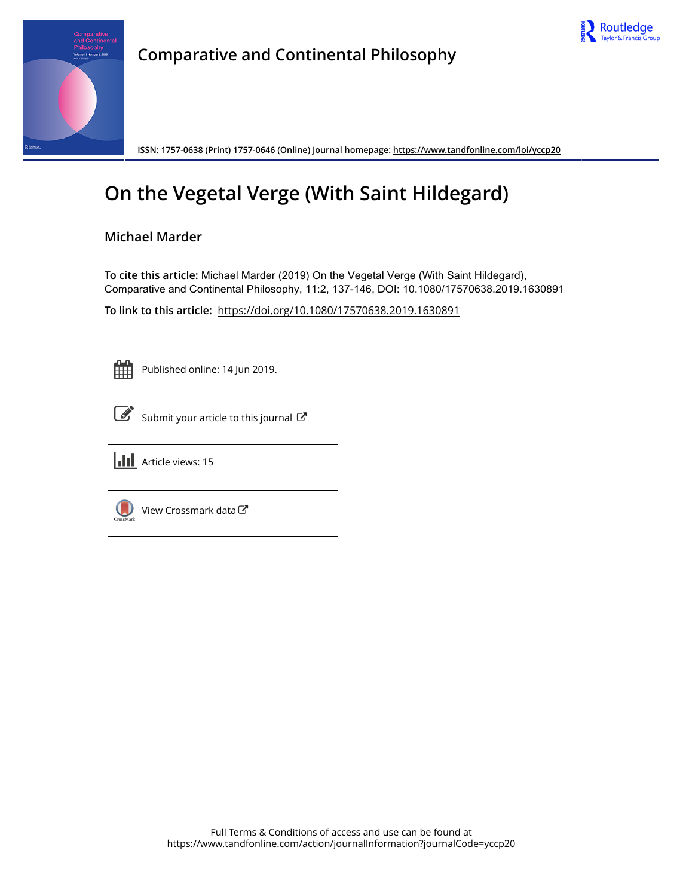# Comparative and Continental Philosophy

ISSN: 1757-0638 (Print) 1757-0646 (Online) Journal homepage: https://www.tandfonline.com/loi/yccp20

# On the Vegetal Verge (With Saint Hildegard)

**Michael Marder**

**To cite this article:** Michael Marder (2019) On the Vegetal Verge (With Saint Hildegard), Comparative and Continental Philosophy, 11:2, 137-146, DOI: 10.1080/17570638.2019.1630891

**To link to this article:** https://doi.org/10.1080/17570638.2019.1630891

Published online: 14 Jun 2019.

Submit your article to this journal

Article views: 15

View Crossmark data

Full Terms & Conditions of access and use can be found at
https://www.tandfonline.com/action/journalInformation?journalCode=yccp20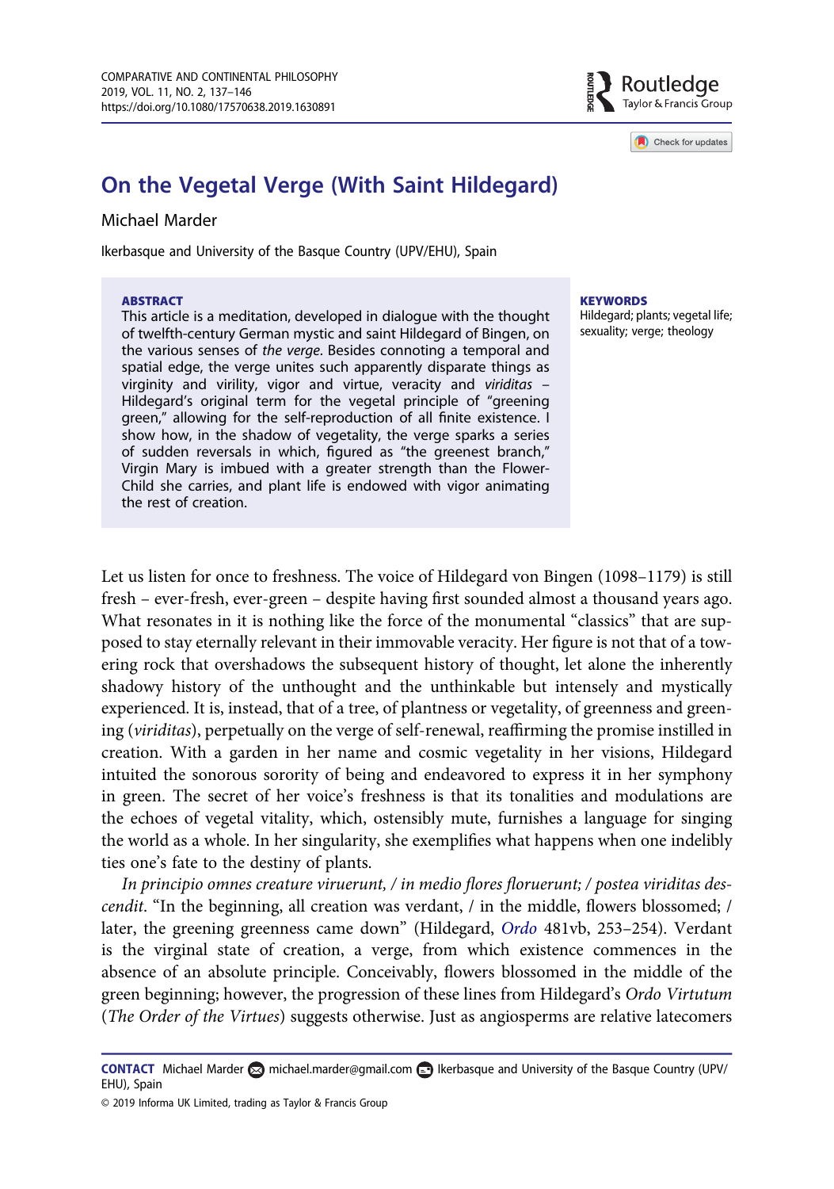# On the Vegetal Verge (With Saint Hildegard)

Michael Marder

Ikerbasque and University of the Basque Country (UPV/EHU), Spain

**ABSTRACT**

This article is a meditation, developed in dialogue with the thought of twelfth-century German mystic and saint Hildegard of Bingen, on the various senses of *the verge*. Besides connoting a temporal and spatial edge, the verge unites such apparently disparate things as virginity and virility, vigor and virtue, veracity and *viriditas* – Hildegard's original term for the vegetal principle of "greening green," allowing for the self-reproduction of all finite existence. I show how, in the shadow of vegetality, the verge sparks a series of sudden reversals in which, figured as "the greenest branch," Virgin Mary is imbued with a greater strength than the Flower-Child she carries, and plant life is endowed with vigor animating the rest of creation.

**KEYWORDS**

Hildegard; plants; vegetal life; sexuality; verge; theology

Let us listen for once to freshness. The voice of Hildegard von Bingen (1098–1179) is still fresh – ever-fresh, ever-green – despite having first sounded almost a thousand years ago. What resonates in it is nothing like the force of the monumental "classics" that are supposed to stay eternally relevant in their immovable veracity. Her figure is not that of a towering rock that overshadows the subsequent history of thought, let alone the inherently shadowy history of the unthought and the unthinkable but intensely and mystically experienced. It is, instead, that of a tree, of plantness or vegetality, of greenness and greening (*viriditas*), perpetually on the verge of self-renewal, reaffirming the promise instilled in creation. With a garden in her name and cosmic vegetality in her visions, Hildegard intuited the sonorous sorority of being and endeavored to express it in her symphony in green. The secret of her voice's freshness is that its tonalities and modulations are the echoes of vegetal vitality, which, ostensibly mute, furnishes a language for singing the world as a whole. In her singularity, she exemplifies what happens when one indelibly ties one's fate to the destiny of plants.

*In principio omnes creature viruerunt, / in medio flores floruerunt; / postea viriditas descendit*. "In the beginning, all creation was verdant, / in the middle, flowers blossomed; / later, the greening greenness came down" (Hildegard, *Ordo* 481vb, 253–254). Verdant is the virginal state of creation, a verge, from which existence commences in the absence of an absolute principle. Conceivably, flowers blossomed in the middle of the green beginning; however, the progression of these lines from Hildegard's *Ordo Virtutum* (*The Order of the Virtues*) suggests otherwise. Just as angiosperms are relative latecomers

**CONTACT** Michael Marder michael.marder@gmail.com Ikerbasque and University of the Basque Country (UPV/EHU), Spain

© 2019 Informa UK Limited, trading as Taylor & Francis Group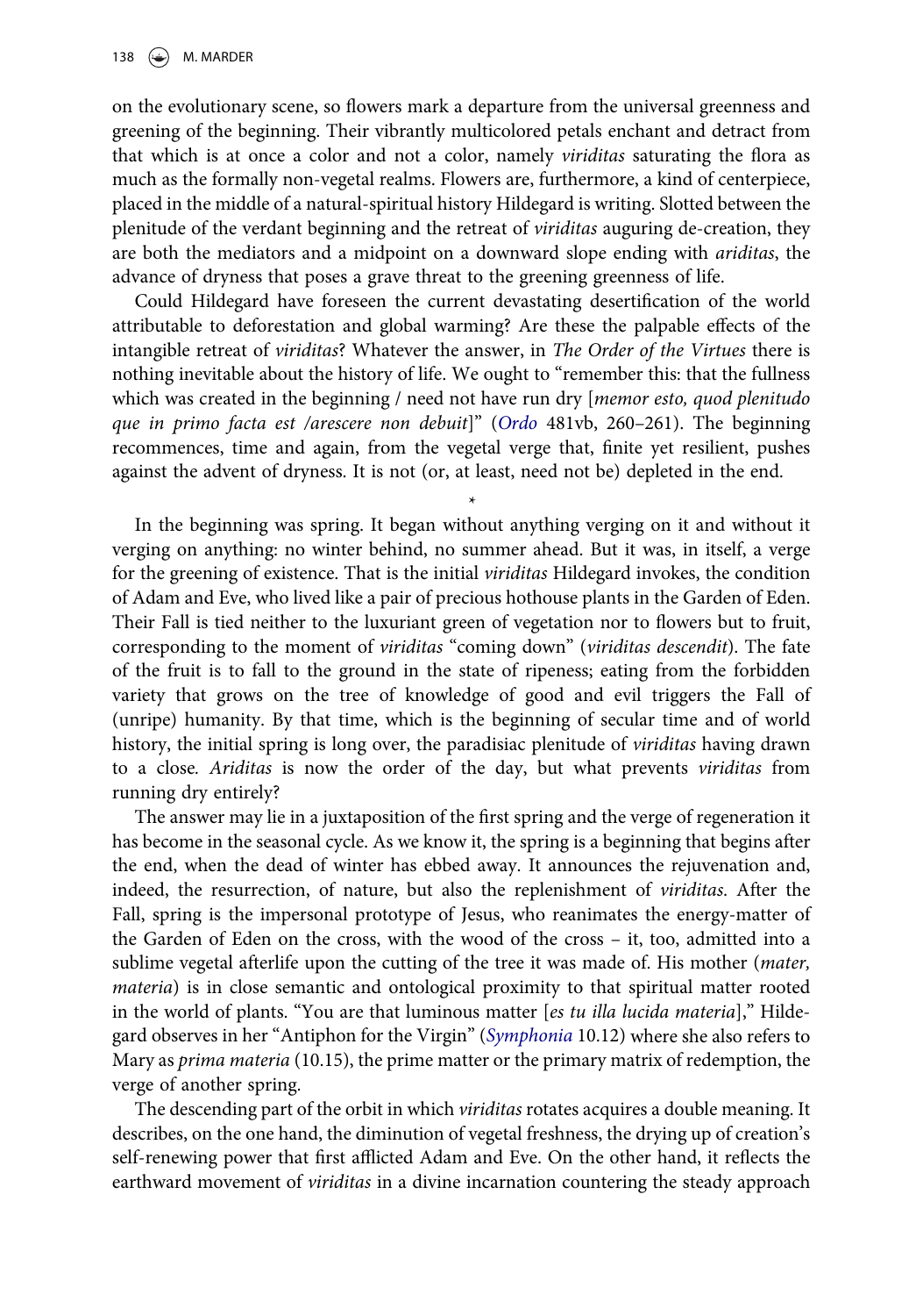on the evolutionary scene, so flowers mark a departure from the universal greenness and greening of the beginning. Their vibrantly multicolored petals enchant and detract from that which is at once a color and not a color, namely *viriditas* saturating the flora as much as the formally non-vegetal realms. Flowers are, furthermore, a kind of centerpiece, placed in the middle of a natural-spiritual history Hildegard is writing. Slotted between the plenitude of the verdant beginning and the retreat of *viriditas* auguring de-creation, they are both the mediators and a midpoint on a downward slope ending with *ariditas*, the advance of dryness that poses a grave threat to the greening greenness of life.

Could Hildegard have foreseen the current devastating desertification of the world attributable to deforestation and global warming? Are these the palpable effects of the intangible retreat of *viriditas*? Whatever the answer, in *The Order of the Virtues* there is nothing inevitable about the history of life. We ought to "remember this: that the fullness which was created in the beginning / need not have run dry [*memor esto, quod plenitudo que in primo facta est /arescere non debuit*]" (Ordo 481vb, 260–261). The beginning recommences, time and again, from the vegetal verge that, finite yet resilient, pushes against the advent of dryness. It is not (or, at least, need not be) depleted in the end.

*

In the beginning was spring. It began without anything verging on it and without it verging on anything: no winter behind, no summer ahead. But it was, in itself, a verge for the greening of existence. That is the initial *viriditas* Hildegard invokes, the condition of Adam and Eve, who lived like a pair of precious hothouse plants in the Garden of Eden. Their Fall is tied neither to the luxuriant green of vegetation nor to flowers but to fruit, corresponding to the moment of *viriditas* "coming down" (*viriditas descendit*). The fate of the fruit is to fall to the ground in the state of ripeness; eating from the forbidden variety that grows on the tree of knowledge of good and evil triggers the Fall of (unripe) humanity. By that time, which is the beginning of secular time and of world history, the initial spring is long over, the paradisiac plenitude of *viriditas* having drawn to a close. *Ariditas* is now the order of the day, but what prevents *viriditas* from running dry entirely?

The answer may lie in a juxtaposition of the first spring and the verge of regeneration it has become in the seasonal cycle. As we know it, the spring is a beginning that begins after the end, when the dead of winter has ebbed away. It announces the rejuvenation and, indeed, the resurrection, of nature, but also the replenishment of *viriditas*. After the Fall, spring is the impersonal prototype of Jesus, who reanimates the energy-matter of the Garden of Eden on the cross, with the wood of the cross – it, too, admitted into a sublime vegetal afterlife upon the cutting of the tree it was made of. His mother (*mater, materia*) is in close semantic and ontological proximity to that spiritual matter rooted in the world of plants. "You are that luminous matter [*es tu illa lucida materia*]," Hildegard observes in her "Antiphon for the Virgin" (*Symphonia* 10.12) where she also refers to Mary as *prima materia* (10.15), the prime matter or the primary matrix of redemption, the verge of another spring.

The descending part of the orbit in which *viriditas* rotates acquires a double meaning. It describes, on the one hand, the diminution of vegetal freshness, the drying up of creation's self-renewing power that first afflicted Adam and Eve. On the other hand, it reflects the earthward movement of *viriditas* in a divine incarnation countering the steady approach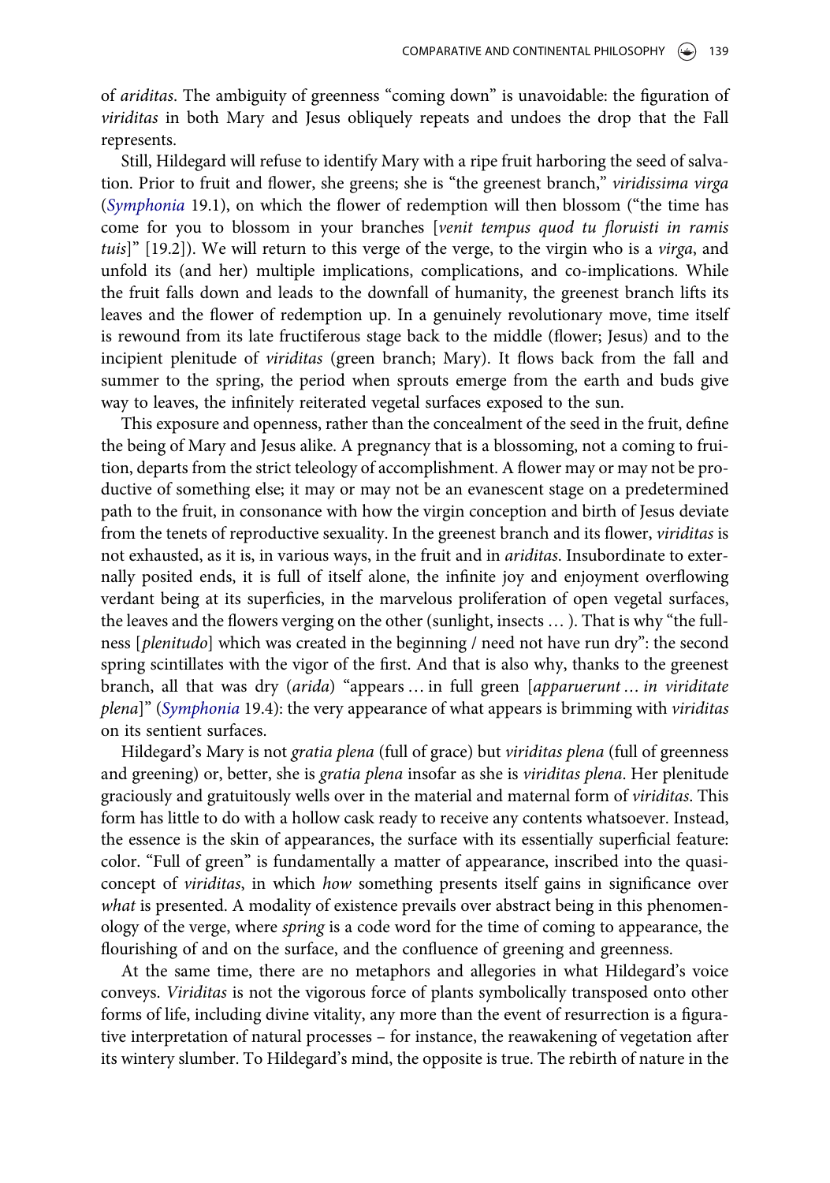of *ariditas*. The ambiguity of greenness "coming down" is unavoidable: the figuration of *viriditas* in both Mary and Jesus obliquely repeats and undoes the drop that the Fall represents.

Still, Hildegard will refuse to identify Mary with a ripe fruit harboring the seed of salvation. Prior to fruit and flower, she greens; she is "the greenest branch," *viridissima virga* (*Symphonia* 19.1), on which the flower of redemption will then blossom ("the time has come for you to blossom in your branches [*venit tempus quod tu floruisti in ramis tuis*]" [19.2]). We will return to this verge of the verge, to the virgin who is a *virga*, and unfold its (and her) multiple implications, complications, and co-implications. While the fruit falls down and leads to the downfall of humanity, the greenest branch lifts its leaves and the flower of redemption up. In a genuinely revolutionary move, time itself is rewound from its late fructiferous stage back to the middle (flower; Jesus) and to the incipient plenitude of *viriditas* (green branch; Mary). It flows back from the fall and summer to the spring, the period when sprouts emerge from the earth and buds give way to leaves, the infinitely reiterated vegetal surfaces exposed to the sun.

This exposure and openness, rather than the concealment of the seed in the fruit, define the being of Mary and Jesus alike. A pregnancy that is a blossoming, not a coming to fruition, departs from the strict teleology of accomplishment. A flower may or may not be productive of something else; it may or may not be an evanescent stage on a predetermined path to the fruit, in consonance with how the virgin conception and birth of Jesus deviate from the tenets of reproductive sexuality. In the greenest branch and its flower, *viriditas* is not exhausted, as it is, in various ways, in the fruit and in *ariditas*. Insubordinate to externally posited ends, it is full of itself alone, the infinite joy and enjoyment overflowing verdant being at its superficies, in the marvelous proliferation of open vegetal surfaces, the leaves and the flowers verging on the other (sunlight, insects … ). That is why "the fullness [*plenitudo*] which was created in the beginning / need not have run dry": the second spring scintillates with the vigor of the first. And that is also why, thanks to the greenest branch, all that was dry (*arida*) "appears … in full green [*apparuerunt … in viriditate plena*]" (*Symphonia* 19.4): the very appearance of what appears is brimming with *viriditas* on its sentient surfaces.

Hildegard's Mary is not *gratia plena* (full of grace) but *viriditas plena* (full of greenness and greening) or, better, she is *gratia plena* insofar as she is *viriditas plena*. Her plenitude graciously and gratuitously wells over in the material and maternal form of *viriditas*. This form has little to do with a hollow cask ready to receive any contents whatsoever. Instead, the essence is the skin of appearances, the surface with its essentially superficial feature: color. "Full of green" is fundamentally a matter of appearance, inscribed into the quasi-concept of *viriditas*, in which *how* something presents itself gains in significance over *what* is presented. A modality of existence prevails over abstract being in this phenomenology of the verge, where *spring* is a code word for the time of coming to appearance, the flourishing of and on the surface, and the confluence of greening and greenness.

At the same time, there are no metaphors and allegories in what Hildegard's voice conveys. *Viriditas* is not the vigorous force of plants symbolically transposed onto other forms of life, including divine vitality, any more than the event of resurrection is a figurative interpretation of natural processes – for instance, the reawakening of vegetation after its wintery slumber. To Hildegard's mind, the opposite is true. The rebirth of nature in the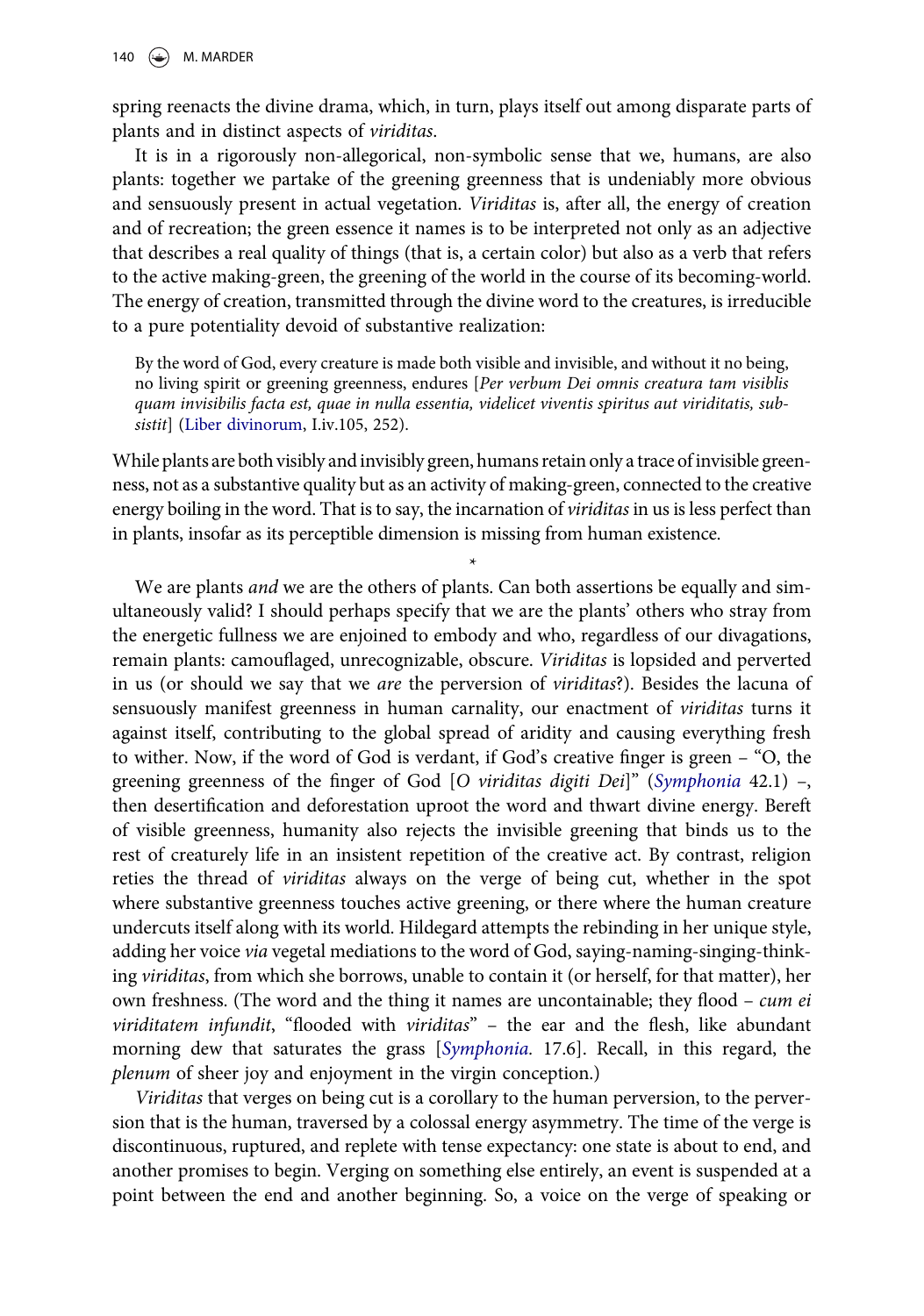spring reenacts the divine drama, which, in turn, plays itself out among disparate parts of plants and in distinct aspects of *viriditas*.

It is in a rigorously non-allegorical, non-symbolic sense that we, humans, are also plants: together we partake of the greening greenness that is undeniably more obvious and sensuously present in actual vegetation. *Viriditas* is, after all, the energy of creation and of recreation; the green essence it names is to be interpreted not only as an adjective that describes a real quality of things (that is, a certain color) but also as a verb that refers to the active making-green, the greening of the world in the course of its becoming-world. The energy of creation, transmitted through the divine word to the creatures, is irreducible to a pure potentiality devoid of substantive realization:

> By the word of God, every creature is made both visible and invisible, and without it no being, no living spirit or greening greenness, endures [*Per verbum Dei omnis creatura tam visiblis quam invisibilis facta est, quae in nulla essentia, videlicet viventis spiritus aut viriditatis, subsistit*] (Liber divinorum, I.iv.105, 252).

While plants are both visibly and invisibly green, humans retain only a trace of invisible greenness, not as a substantive quality but as an activity of making-green, connected to the creative energy boiling in the word. That is to say, the incarnation of *viriditas* in us is less perfect than in plants, insofar as its perceptible dimension is missing from human existence.

*

We are plants *and* we are the others of plants. Can both assertions be equally and simultaneously valid? I should perhaps specify that we are the plants' others who stray from the energetic fullness we are enjoined to embody and who, regardless of our divagations, remain plants: camouflaged, unrecognizable, obscure. *Viriditas* is lopsided and perverted in us (or should we say that we *are* the perversion of *viriditas*?). Besides the lacuna of sensuously manifest greenness in human carnality, our enactment of *viriditas* turns it against itself, contributing to the global spread of aridity and causing everything fresh to wither. Now, if the word of God is verdant, if God's creative finger is green – "O, the greening greenness of the finger of God [*O viriditas digiti Dei*]" (*Symphonia* 42.1) –, then desertification and deforestation uproot the word and thwart divine energy. Bereft of visible greenness, humanity also rejects the invisible greening that binds us to the rest of creaturely life in an insistent repetition of the creative act. By contrast, religion reties the thread of *viriditas* always on the verge of being cut, whether in the spot where substantive greenness touches active greening, or there where the human creature undercuts itself along with its world. Hildegard attempts the rebinding in her unique style, adding her voice *via* vegetal mediations to the word of God, saying-naming-singing-thinking *viriditas*, from which she borrows, unable to contain it (or herself, for that matter), her own freshness. (The word and the thing it names are uncontainable; they flood – *cum ei viriditatem infundit*, "flooded with *viriditas*" – the ear and the flesh, like abundant morning dew that saturates the grass [*Symphonia*. 17.6]. Recall, in this regard, the *plenum* of sheer joy and enjoyment in the virgin conception.)

*Viriditas* that verges on being cut is a corollary to the human perversion, to the perversion that is the human, traversed by a colossal energy asymmetry. The time of the verge is discontinuous, ruptured, and replete with tense expectancy: one state is about to end, and another promises to begin. Verging on something else entirely, an event is suspended at a point between the end and another beginning. So, a voice on the verge of speaking or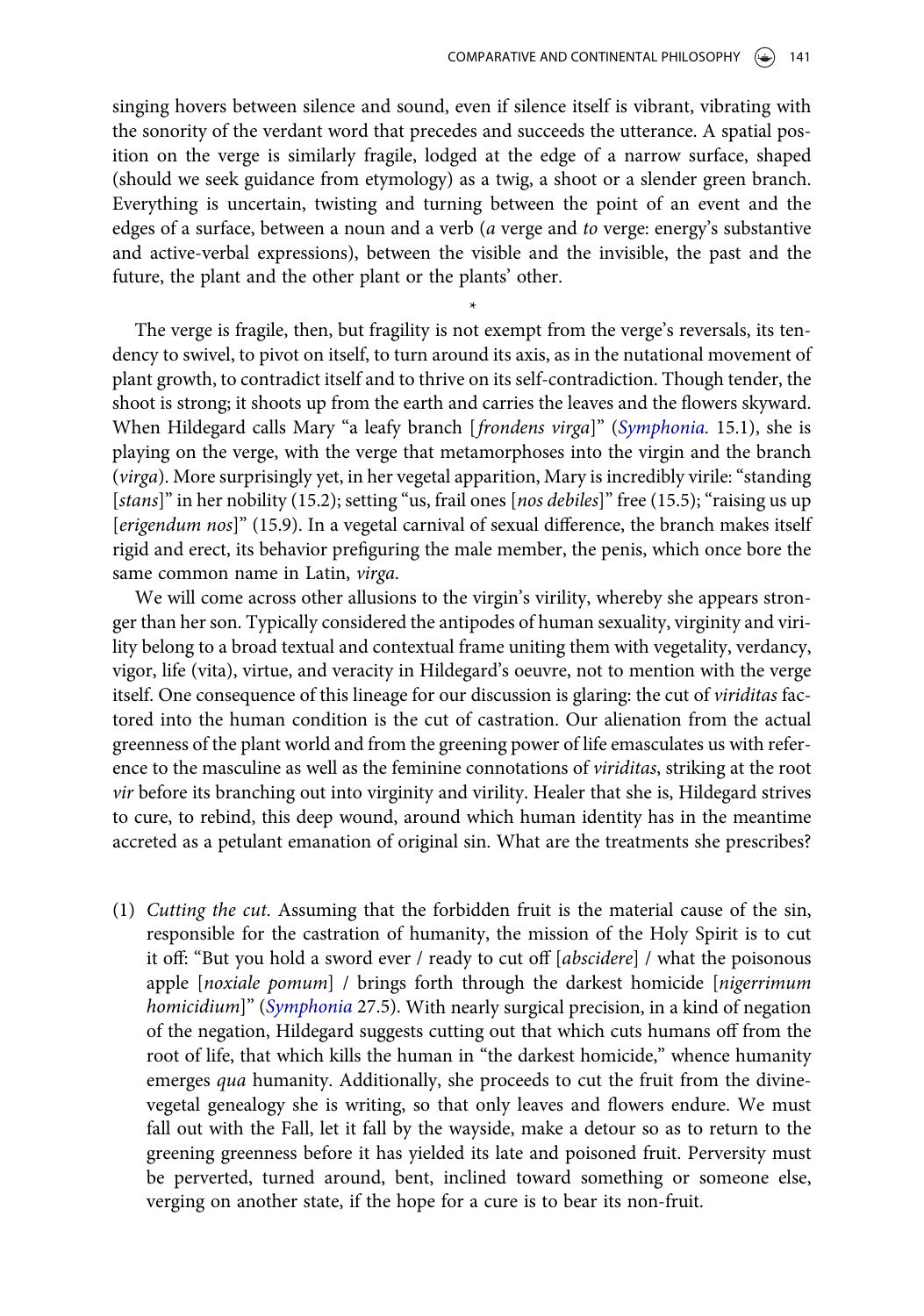singing hovers between silence and sound, even if silence itself is vibrant, vibrating with the sonority of the verdant word that precedes and succeeds the utterance. A spatial position on the verge is similarly fragile, lodged at the edge of a narrow surface, shaped (should we seek guidance from etymology) as a twig, a shoot or a slender green branch. Everything is uncertain, twisting and turning between the point of an event and the edges of a surface, between a noun and a verb (*a* verge and *to* verge: energy's substantive and active-verbal expressions), between the visible and the invisible, the past and the future, the plant and the other plant or the plants' other.

*

The verge is fragile, then, but fragility is not exempt from the verge's reversals, its tendency to swivel, to pivot on itself, to turn around its axis, as in the nutational movement of plant growth, to contradict itself and to thrive on its self-contradiction. Though tender, the shoot is strong; it shoots up from the earth and carries the leaves and the flowers skyward. When Hildegard calls Mary "a leafy branch [*frondens virga*]" (*Symphonia.* 15.1), she is playing on the verge, with the verge that metamorphoses into the virgin and the branch (*virga*). More surprisingly yet, in her vegetal apparition, Mary is incredibly virile: "standing [*stans*]" in her nobility (15.2); setting "us, frail ones [*nos debiles*]" free (15.5); "raising us up [*erigendum nos*]" (15.9). In a vegetal carnival of sexual difference, the branch makes itself rigid and erect, its behavior prefiguring the male member, the penis, which once bore the same common name in Latin, *virga*.

We will come across other allusions to the virgin's virility, whereby she appears stronger than her son. Typically considered the antipodes of human sexuality, virginity and virility belong to a broad textual and contextual frame uniting them with vegetality, verdancy, vigor, life (vita), virtue, and veracity in Hildegard's oeuvre, not to mention with the verge itself. One consequence of this lineage for our discussion is glaring: the cut of *viriditas* factored into the human condition is the cut of castration. Our alienation from the actual greenness of the plant world and from the greening power of life emasculates us with reference to the masculine as well as the feminine connotations of *viriditas*, striking at the root *vir* before its branching out into virginity and virility. Healer that she is, Hildegard strives to cure, to rebind, this deep wound, around which human identity has in the meantime accreted as a petulant emanation of original sin. What are the treatments she prescribes?

(1) *Cutting the cut.* Assuming that the forbidden fruit is the material cause of the sin, responsible for the castration of humanity, the mission of the Holy Spirit is to cut it off: "But you hold a sword ever / ready to cut off [*abscidere*] / what the poisonous apple [*noxiale pomum*] / brings forth through the darkest homicide [*nigerrimum homicidium*]" (*Symphonia* 27.5). With nearly surgical precision, in a kind of negation of the negation, Hildegard suggests cutting out that which cuts humans off from the root of life, that which kills the human in "the darkest homicide," whence humanity emerges *qua* humanity. Additionally, she proceeds to cut the fruit from the divine-vegetal genealogy she is writing, so that only leaves and flowers endure. We must fall out with the Fall, let it fall by the wayside, make a detour so as to return to the greening greenness before it has yielded its late and poisoned fruit. Perversity must be perverted, turned around, bent, inclined toward something or someone else, verging on another state, if the hope for a cure is to bear its non-fruit.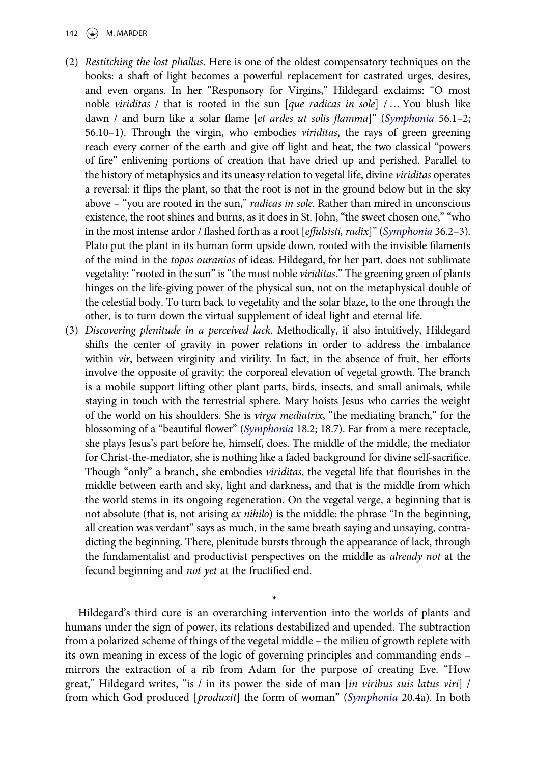(2) *Restitching the lost phallus*. Here is one of the oldest compensatory techniques on the books: a shaft of light becomes a powerful replacement for castrated urges, desires, and even organs. In her "Responsory for Virgins," Hildegard exclaims: "O most noble *viriditas* / that is rooted in the sun [*que radicas in sole*] / … You blush like dawn / and burn like a solar flame [*et ardes ut solis flamma*]" (*Symphonia* 56.1–2; 56.10–1). Through the virgin, who embodies *viriditas*, the rays of green greening reach every corner of the earth and give off light and heat, the two classical "powers of fire" enlivening portions of creation that have dried up and perished. Parallel to the history of metaphysics and its uneasy relation to vegetal life, divine *viriditas* operates a reversal: it flips the plant, so that the root is not in the ground below but in the sky above – "you are rooted in the sun," *radicas in sole*. Rather than mired in unconscious existence, the root shines and burns, as it does in St. John, "the sweet chosen one," "who in the most intense ardor / flashed forth as a root [*effulsisti, radix*]" (*Symphonia* 36.2–3). Plato put the plant in its human form upside down, rooted with the invisible filaments of the mind in the *topos ouranios* of ideas. Hildegard, for her part, does not sublimate vegetality: "rooted in the sun" is "the most noble *viriditas*." The greening green of plants hinges on the life-giving power of the physical sun, not on the metaphysical double of the celestial body. To turn back to vegetality and the solar blaze, to the one through the other, is to turn down the virtual supplement of ideal light and eternal life.

(3) *Discovering plenitude in a perceived lack*. Methodically, if also intuitively, Hildegard shifts the center of gravity in power relations in order to address the imbalance within *vir*, between virginity and virility. In fact, in the absence of fruit, her efforts involve the opposite of gravity: the corporeal elevation of vegetal growth. The branch is a mobile support lifting other plant parts, birds, insects, and small animals, while staying in touch with the terrestrial sphere. Mary hoists Jesus who carries the weight of the world on his shoulders. She is *virga mediatrix*, "the mediating branch," for the blossoming of a "beautiful flower" (*Symphonia* 18.2; 18.7). Far from a mere receptacle, she plays Jesus's part before he, himself, does. The middle of the middle, the mediator for Christ-the-mediator, she is nothing like a faded background for divine self-sacrifice. Though "only" a branch, she embodies *viriditas*, the vegetal life that flourishes in the middle between earth and sky, light and darkness, and that is the middle from which the world stems in its ongoing regeneration. On the vegetal verge, a beginning that is not absolute (that is, not arising *ex nihilo*) is the middle: the phrase "In the beginning, all creation was verdant" says as much, in the same breath saying and unsaying, contradicting the beginning. There, plenitude bursts through the appearance of lack, through the fundamentalist and productivist perspectives on the middle as *already not* at the fecund beginning and *not yet* at the fructified end.

*

Hildegard's third cure is an overarching intervention into the worlds of plants and humans under the sign of power, its relations destabilized and upended. The subtraction from a polarized scheme of things of the vegetal middle – the milieu of growth replete with its own meaning in excess of the logic of governing principles and commanding ends – mirrors the extraction of a rib from Adam for the purpose of creating Eve. "How great," Hildegard writes, "is / in its power the side of man [*in viribus suis latus viri*] / from which God produced [*produxit*] the form of woman" (*Symphonia* 20.4a). In both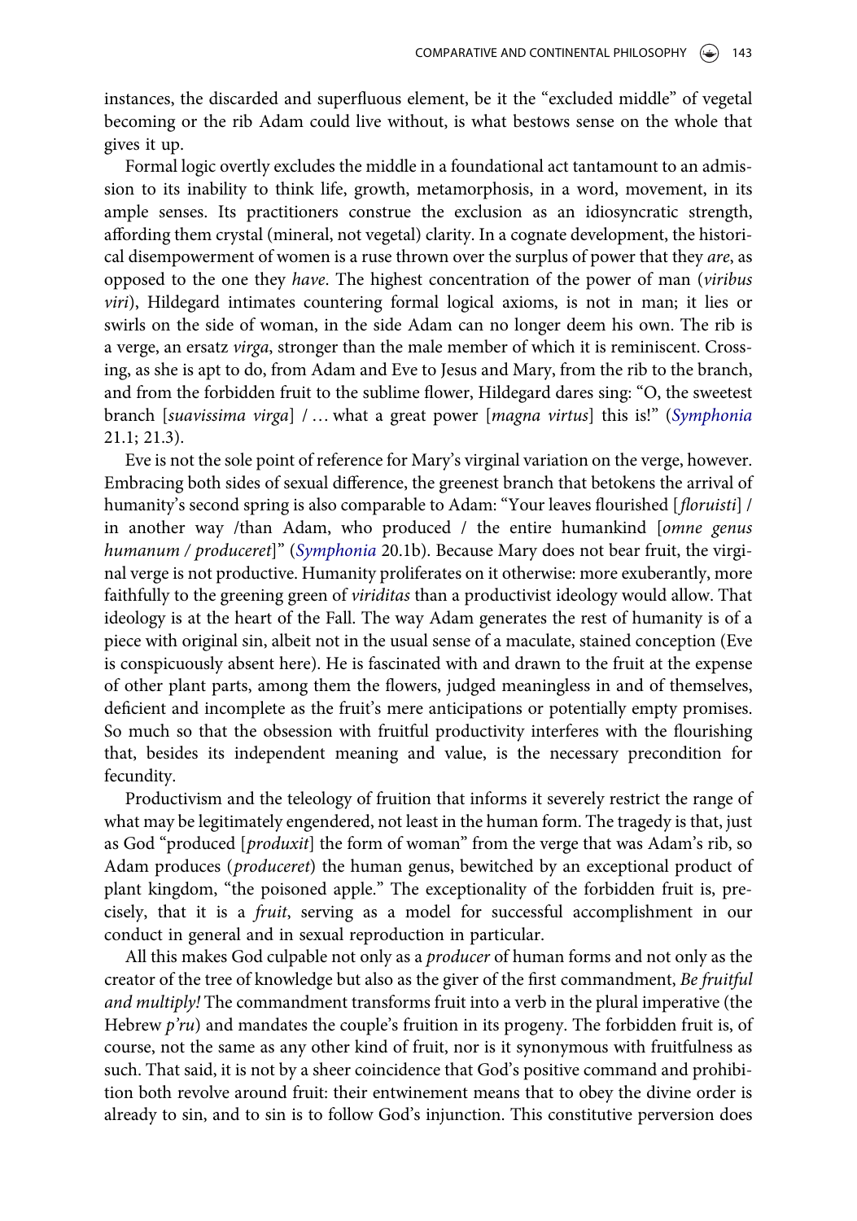instances, the discarded and superfluous element, be it the "excluded middle" of vegetal becoming or the rib Adam could live without, is what bestows sense on the whole that gives it up.

Formal logic overtly excludes the middle in a foundational act tantamount to an admission to its inability to think life, growth, metamorphosis, in a word, movement, in its ample senses. Its practitioners construe the exclusion as an idiosyncratic strength, affording them crystal (mineral, not vegetal) clarity. In a cognate development, the historical disempowerment of women is a ruse thrown over the surplus of power that they *are*, as opposed to the one they *have*. The highest concentration of the power of man (*viribus viri*), Hildegard intimates countering formal logical axioms, is not in man; it lies or swirls on the side of woman, in the side Adam can no longer deem his own. The rib is a verge, an ersatz *virga*, stronger than the male member of which it is reminiscent. Crossing, as she is apt to do, from Adam and Eve to Jesus and Mary, from the rib to the branch, and from the forbidden fruit to the sublime flower, Hildegard dares sing: "O, the sweetest branch [*suavissima virga*] / … what a great power [*magna virtus*] this is!" (*Symphonia* 21.1; 21.3).

Eve is not the sole point of reference for Mary's virginal variation on the verge, however. Embracing both sides of sexual difference, the greenest branch that betokens the arrival of humanity's second spring is also comparable to Adam: "Your leaves flourished [*floruisti*] / in another way /than Adam, who produced / the entire humankind [*omne genus humanum / produceret*]" (*Symphonia* 20.1b). Because Mary does not bear fruit, the virginal verge is not productive. Humanity proliferates on it otherwise: more exuberantly, more faithfully to the greening green of *viriditas* than a productivist ideology would allow. That ideology is at the heart of the Fall. The way Adam generates the rest of humanity is of a piece with original sin, albeit not in the usual sense of a maculate, stained conception (Eve is conspicuously absent here). He is fascinated with and drawn to the fruit at the expense of other plant parts, among them the flowers, judged meaningless in and of themselves, deficient and incomplete as the fruit's mere anticipations or potentially empty promises. So much so that the obsession with fruitful productivity interferes with the flourishing that, besides its independent meaning and value, is the necessary precondition for fecundity.

Productivism and the teleology of fruition that informs it severely restrict the range of what may be legitimately engendered, not least in the human form. The tragedy is that, just as God "produced [*produxit*] the form of woman" from the verge that was Adam's rib, so Adam produces (*produceret*) the human genus, bewitched by an exceptional product of plant kingdom, "the poisoned apple." The exceptionality of the forbidden fruit is, precisely, that it is a *fruit*, serving as a model for successful accomplishment in our conduct in general and in sexual reproduction in particular.

All this makes God culpable not only as a *producer* of human forms and not only as the creator of the tree of knowledge but also as the giver of the first commandment, *Be fruitful and multiply!* The commandment transforms fruit into a verb in the plural imperative (the Hebrew *p'ru*) and mandates the couple's fruition in its progeny. The forbidden fruit is, of course, not the same as any other kind of fruit, nor is it synonymous with fruitfulness as such. That said, it is not by a sheer coincidence that God's positive command and prohibition both revolve around fruit: their entwinement means that to obey the divine order is already to sin, and to sin is to follow God's injunction. This constitutive perversion does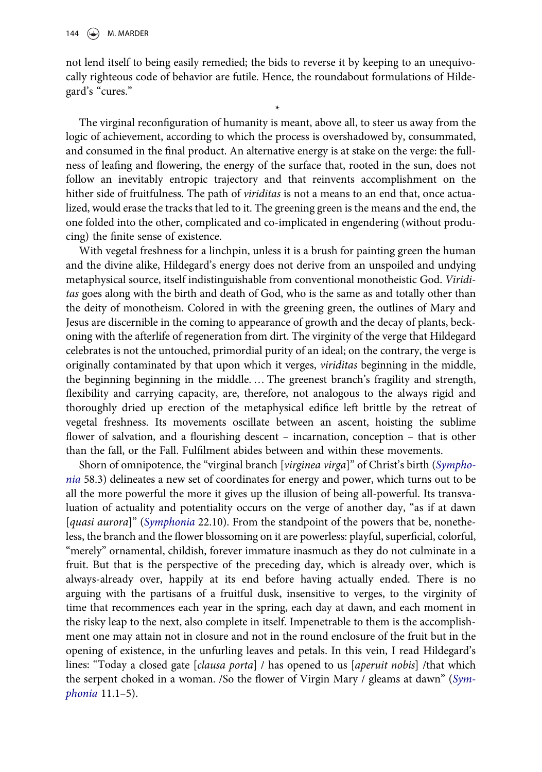not lend itself to being easily remedied; the bids to reverse it by keeping to an unequivocally righteous code of behavior are futile. Hence, the roundabout formulations of Hildegard's "cures."

*

The virginal reconfiguration of humanity is meant, above all, to steer us away from the logic of achievement, according to which the process is overshadowed by, consummated, and consumed in the final product. An alternative energy is at stake on the verge: the fullness of leafing and flowering, the energy of the surface that, rooted in the sun, does not follow an inevitably entropic trajectory and that reinvents accomplishment on the hither side of fruitfulness. The path of *viriditas* is not a means to an end that, once actualized, would erase the tracks that led to it. The greening green is the means and the end, the one folded into the other, complicated and co-implicated in engendering (without producing) the finite sense of existence.

With vegetal freshness for a linchpin, unless it is a brush for painting green the human and the divine alike, Hildegard's energy does not derive from an unspoiled and undying metaphysical source, itself indistinguishable from conventional monotheistic God. *Viriditas* goes along with the birth and death of God, who is the same as and totally other than the deity of monotheism. Colored in with the greening green, the outlines of Mary and Jesus are discernible in the coming to appearance of growth and the decay of plants, beckoning with the afterlife of regeneration from dirt. The virginity of the verge that Hildegard celebrates is not the untouched, primordial purity of an ideal; on the contrary, the verge is originally contaminated by that upon which it verges, *viriditas* beginning in the middle, the beginning beginning in the middle. … The greenest branch's fragility and strength, flexibility and carrying capacity, are, therefore, not analogous to the always rigid and thoroughly dried up erection of the metaphysical edifice left brittle by the retreat of vegetal freshness. Its movements oscillate between an ascent, hoisting the sublime flower of salvation, and a flourishing descent – incarnation, conception – that is other than the fall, or the Fall. Fulfilment abides between and within these movements.

Shorn of omnipotence, the "virginal branch [*virginea virga*]" of Christ's birth (*Symphonia* 58.3) delineates a new set of coordinates for energy and power, which turns out to be all the more powerful the more it gives up the illusion of being all-powerful. Its transvaluation of actuality and potentiality occurs on the verge of another day, "as if at dawn [*quasi aurora*]" (*Symphonia* 22.10). From the standpoint of the powers that be, nonetheless, the branch and the flower blossoming on it are powerless: playful, superficial, colorful, "merely" ornamental, childish, forever immature inasmuch as they do not culminate in a fruit. But that is the perspective of the preceding day, which is already over, which is always-already over, happily at its end before having actually ended. There is no arguing with the partisans of a fruitful dusk, insensitive to verges, to the virginity of time that recommences each year in the spring, each day at dawn, and each moment in the risky leap to the next, also complete in itself. Impenetrable to them is the accomplishment one may attain not in closure and not in the round enclosure of the fruit but in the opening of existence, in the unfurling leaves and petals. In this vein, I read Hildegard's lines: "Today a closed gate [*clausa porta*] / has opened to us [*aperuit nobis*] /that which the serpent choked in a woman. /So the flower of Virgin Mary / gleams at dawn" (*Symphonia* 11.1–5).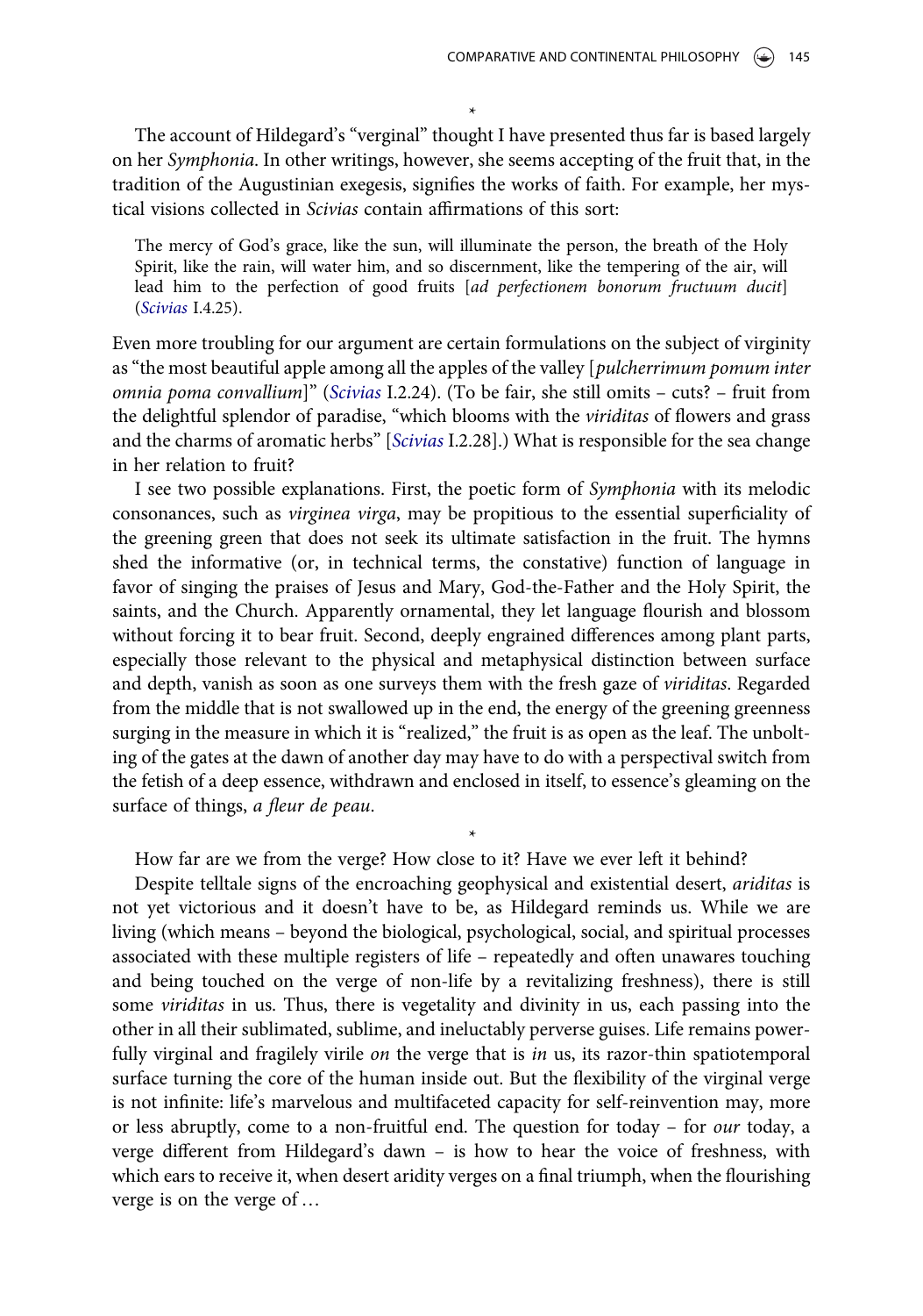*

The account of Hildegard's "verginal" thought I have presented thus far is based largely on her *Symphonia*. In other writings, however, she seems accepting of the fruit that, in the tradition of the Augustinian exegesis, signifies the works of faith. For example, her mystical visions collected in *Scivias* contain affirmations of this sort:

> The mercy of God's grace, like the sun, will illuminate the person, the breath of the Holy Spirit, like the rain, will water him, and so discernment, like the tempering of the air, will lead him to the perfection of good fruits [*ad perfectionem bonorum fructuum ducit*] (*Scivias* I.4.25).

Even more troubling for our argument are certain formulations on the subject of virginity as "the most beautiful apple among all the apples of the valley [*pulcherrimum pomum inter omnia poma convallium*]" (*Scivias* I.2.24). (To be fair, she still omits – cuts? – fruit from the delightful splendor of paradise, "which blooms with the *viriditas* of flowers and grass and the charms of aromatic herbs" [*Scivias* I.2.28].) What is responsible for the sea change in her relation to fruit?

I see two possible explanations. First, the poetic form of *Symphonia* with its melodic consonances, such as *virginea virga*, may be propitious to the essential superficiality of the greening green that does not seek its ultimate satisfaction in the fruit. The hymns shed the informative (or, in technical terms, the constative) function of language in favor of singing the praises of Jesus and Mary, God-the-Father and the Holy Spirit, the saints, and the Church. Apparently ornamental, they let language flourish and blossom without forcing it to bear fruit. Second, deeply engrained differences among plant parts, especially those relevant to the physical and metaphysical distinction between surface and depth, vanish as soon as one surveys them with the fresh gaze of *viriditas*. Regarded from the middle that is not swallowed up in the end, the energy of the greening greenness surging in the measure in which it is "realized," the fruit is as open as the leaf. The unbolting of the gates at the dawn of another day may have to do with a perspectival switch from the fetish of a deep essence, withdrawn and enclosed in itself, to essence's gleaming on the surface of things, *a fleur de peau*.

*

How far are we from the verge? How close to it? Have we ever left it behind?

Despite telltale signs of the encroaching geophysical and existential desert, *ariditas* is not yet victorious and it doesn't have to be, as Hildegard reminds us. While we are living (which means – beyond the biological, psychological, social, and spiritual processes associated with these multiple registers of life – repeatedly and often unawares touching and being touched on the verge of non-life by a revitalizing freshness), there is still some *viriditas* in us. Thus, there is vegetality and divinity in us, each passing into the other in all their sublimated, sublime, and ineluctably perverse guises. Life remains powerfully virginal and fragilely virile *on* the verge that is *in* us, its razor-thin spatiotemporal surface turning the core of the human inside out. But the flexibility of the virginal verge is not infinite: life's marvelous and multifaceted capacity for self-reinvention may, more or less abruptly, come to a non-fruitful end. The question for today – for *our* today, a verge different from Hildegard's dawn – is how to hear the voice of freshness, with which ears to receive it, when desert aridity verges on a final triumph, when the flourishing verge is on the verge of …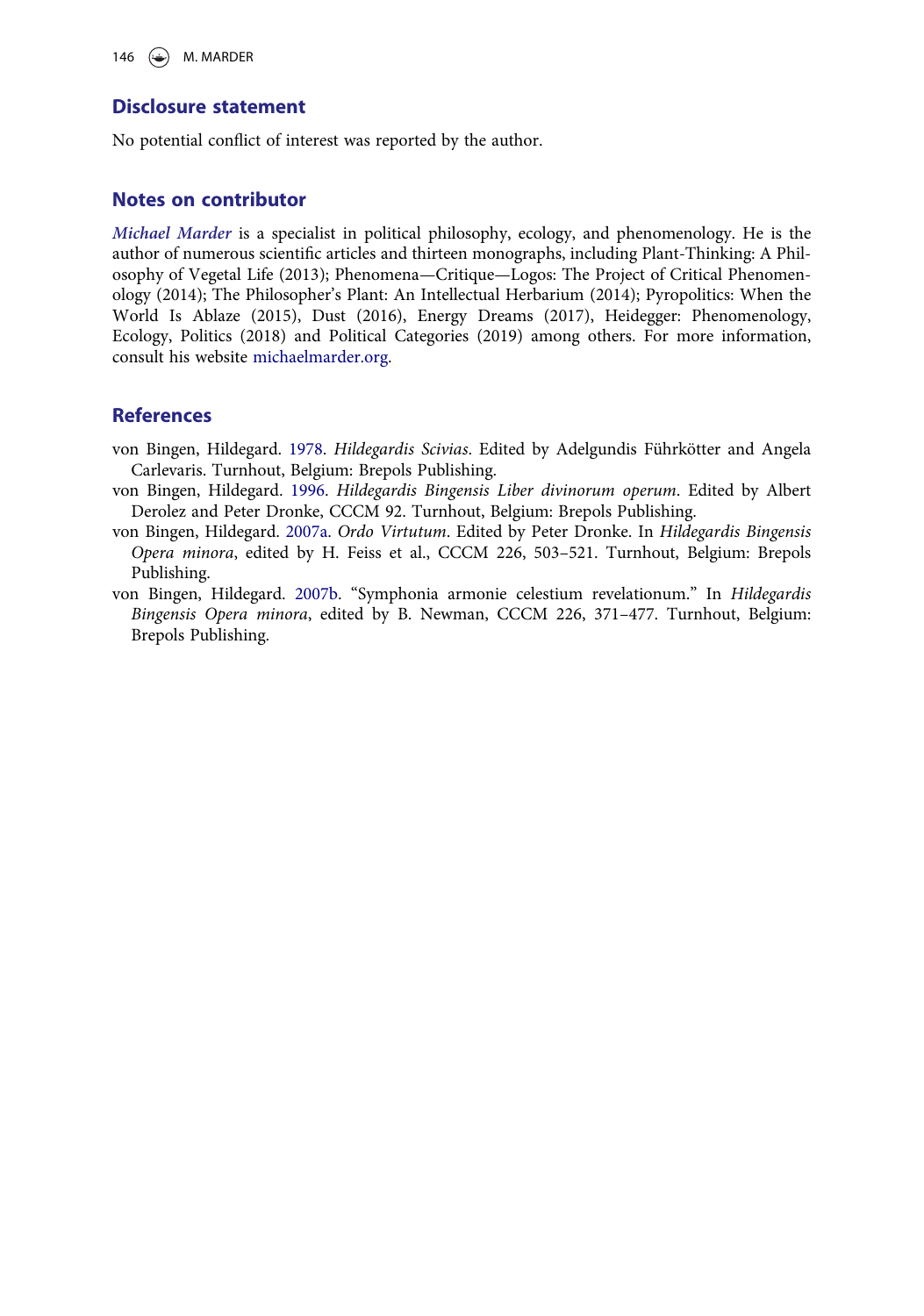## Disclosure statement

No potential conflict of interest was reported by the author.

## Notes on contributor

*Michael Marder* is a specialist in political philosophy, ecology, and phenomenology. He is the author of numerous scientific articles and thirteen monographs, including Plant-Thinking: A Philosophy of Vegetal Life (2013); Phenomena—Critique—Logos: The Project of Critical Phenomenology (2014); The Philosopher's Plant: An Intellectual Herbarium (2014); Pyropolitics: When the World Is Ablaze (2015), Dust (2016), Energy Dreams (2017), Heidegger: Phenomenology, Ecology, Politics (2018) and Political Categories (2019) among others. For more information, consult his website michaelmarder.org.

## References

von Bingen, Hildegard. 1978. *Hildegardis Scivias*. Edited by Adelgundis Führkötter and Angela Carlevaris. Turnhout, Belgium: Brepols Publishing.

von Bingen, Hildegard. 1996. *Hildegardis Bingensis Liber divinorum operum*. Edited by Albert Derolez and Peter Dronke, CCCM 92. Turnhout, Belgium: Brepols Publishing.

von Bingen, Hildegard. 2007a. *Ordo Virtutum*. Edited by Peter Dronke. In *Hildegardis Bingensis Opera minora*, edited by H. Feiss et al., CCCM 226, 503–521. Turnhout, Belgium: Brepols Publishing.

von Bingen, Hildegard. 2007b. "Symphonia armonie celestium revelationum." In *Hildegardis Bingensis Opera minora*, edited by B. Newman, CCCM 226, 371–477. Turnhout, Belgium: Brepols Publishing.